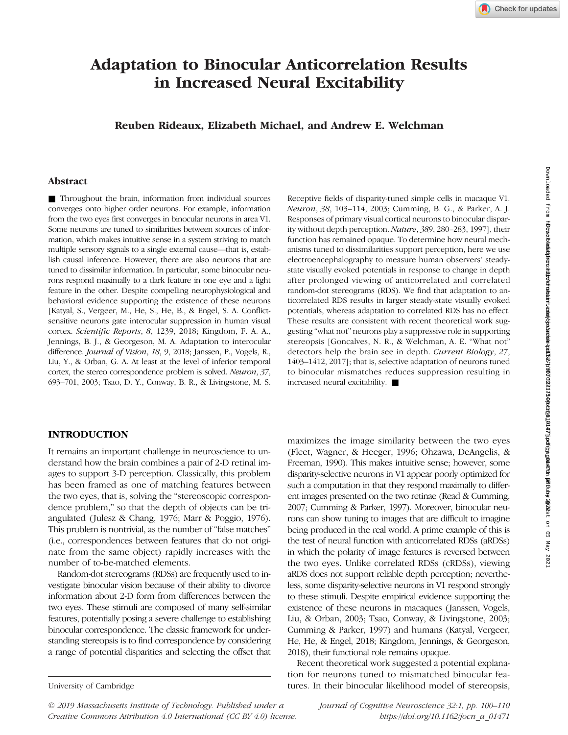# Adaptation to Binocular Anticorrelation Results in Increased Neural Excitability

**Reuben Rideaux, Elizabeth Michael, and Andrew E. Welchman**

## Abstract

■ Throughout the brain, information from individual sources converges onto higher order neurons. For example, information from the two eyes first converges in binocular neurons in area V1. Some neurons are tuned to similarities between sources of information, which makes intuitive sense in a system striving to match multiple sensory signals to a single external cause—that is, establish causal inference. However, there are also neurons that are tuned to dissimilar information. In particular, some binocular neurons respond maximally to a dark feature in one eye and a light feature in the other. Despite compelling neurophysiological and behavioral evidence supporting the existence of these neurons [Katyal, S., Vergeer, M., He, S., He, B., & Engel, S. A. Conflict-sensitive neurons gate interocular suppression in human visual cortex. *Scientific Reports*, *8*, 1239, 2018; Kingdom, F. A. A., Jennings, B. J., & Georgeson, M. A. Adaptation to interocular difference. *Journal of Vision*, *18*, 9, 2018; Janssen, P., Vogels, R., Liu, Y., & Orban, G. A. At least at the level of inferior temporal cortex, the stereo correspondence problem is solved. *Neuron*, *37*, 693–701, 2003; Tsao, D. Y., Conway, B. R., & Livingstone, M. S. Receptive fields of disparity-tuned simple cells in macaque V1. *Neuron*, *38*, 103–114, 2003; Cumming, B. G., & Parker, A. J. Responses of primary visual cortical neurons to binocular disparity without depth perception. *Nature*, *389*, 280–283, 1997], their function has remained opaque. To determine how neural mechanisms tuned to dissimilarities support perception, here we use electroencephalography to measure human observers' steady-state visually evoked potentials in response to change in depth after prolonged viewing of anticorrelated and correlated random-dot stereograms (RDS). We find that adaptation to anticorrelated RDS results in larger steady-state visually evoked potentials, whereas adaptation to correlated RDS has no effect. These results are consistent with recent theoretical work suggesting "what not" neurons play a suppressive role in supporting stereopsis [Goncalves, N. R., & Welchman, A. E. "What not" detectors help the brain see in depth. *Current Biology*, *27*, 1403–1412, 2017]; that is, selective adaptation of neurons tuned to binocular mismatches reduces suppression resulting in increased neural excitability. ■

## INTRODUCTION

It remains an important challenge in neuroscience to understand how the brain combines a pair of 2-D retinal images to support 3-D perception. Classically, this problem has been framed as one of matching features between the two eyes, that is, solving the "stereoscopic correspondence problem," so that the depth of objects can be triangulated (Julesz & Chang, 1976; Marr & Poggio, 1976). This problem is nontrivial, as the number of "false matches" (i.e., correspondences between features that do not originate from the same object) rapidly increases with the number of to-be-matched elements.

Random-dot stereograms (RDSs) are frequently used to investigate binocular vision because of their ability to divorce information about 2-D form from differences between the two eyes. These stimuli are composed of many self-similar features, potentially posing a severe challenge to establishing binocular correspondence. The classic framework for understanding stereopsis is to find correspondence by considering a range of potential disparities and selecting the offset that maximizes the image similarity between the two eyes (Fleet, Wagner, & Heeger, 1996; Ohzawa, DeAngelis, & Freeman, 1990). This makes intuitive sense; however, some disparity-selective neurons in V1 appear poorly optimized for such a computation in that they respond maximally to different images presented on the two retinae (Read & Cumming, 2007; Cumming & Parker, 1997). Moreover, binocular neurons can show tuning to images that are difficult to imagine being produced in the real world. A prime example of this is the test of neural function with anticorrelated RDSs (aRDSs) in which the polarity of image features is reversed between the two eyes. Unlike correlated RDSs (cRDSs), viewing aRDS does not support reliable depth perception; nevertheless, some disparity-selective neurons in V1 respond strongly to these stimuli. Despite empirical evidence supporting the existence of these neurons in macaques (Janssen, Vogels, Liu, & Orban, 2003; Tsao, Conway, & Livingstone, 2003; Cumming & Parker, 1997) and humans (Katyal, Vergeer, He, He, & Engel, 2018; Kingdom, Jennings, & Georgeson, 2018), their functional role remains opaque.

Recent theoretical work suggested a potential explanation for neurons tuned to mismatched binocular features. In their binocular likelihood model of stereopsis,

University of Cambridge

© 2019 Massachusetts Institute of Technology. Published under a Creative Commons Attribution 4.0 International (CC BY 4.0) license.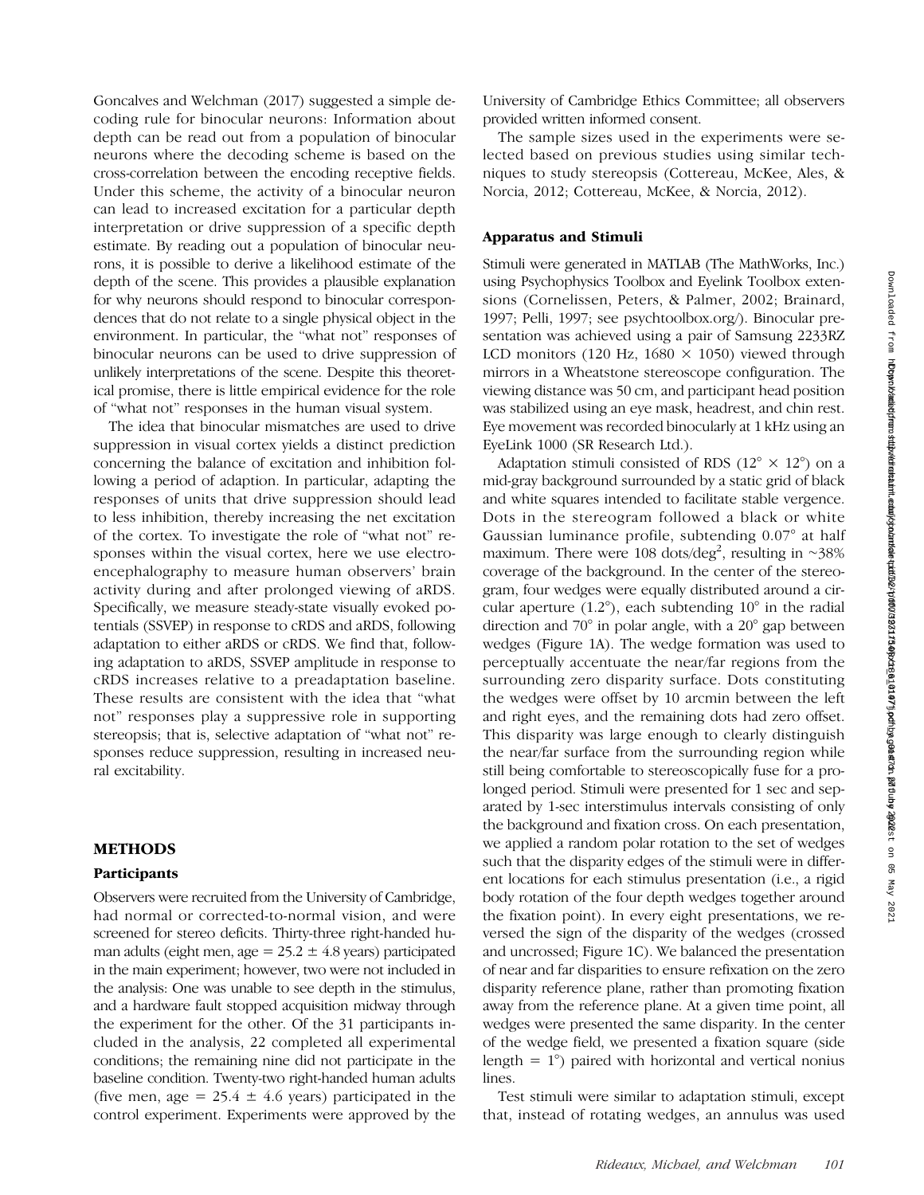Goncalves and Welchman (2017) suggested a simple decoding rule for binocular neurons: Information about depth can be read out from a population of binocular neurons where the decoding scheme is based on the cross-correlation between the encoding receptive fields. Under this scheme, the activity of a binocular neuron can lead to increased excitation for a particular depth interpretation or drive suppression of a specific depth estimate. By reading out a population of binocular neurons, it is possible to derive a likelihood estimate of the depth of the scene. This provides a plausible explanation for why neurons should respond to binocular correspondences that do not relate to a single physical object in the environment. In particular, the "what not" responses of binocular neurons can be used to drive suppression of unlikely interpretations of the scene. Despite this theoretical promise, there is little empirical evidence for the role of "what not" responses in the human visual system.

The idea that binocular mismatches are used to drive suppression in visual cortex yields a distinct prediction concerning the balance of excitation and inhibition following a period of adaption. In particular, adapting the responses of units that drive suppression should lead to less inhibition, thereby increasing the net excitation of the cortex. To investigate the role of "what not" responses within the visual cortex, here we use electroencephalography to measure human observers' brain activity during and after prolonged viewing of aRDS. Specifically, we measure steady-state visually evoked potentials (SSVEP) in response to cRDS and aRDS, following adaptation to either aRDS or cRDS. We find that, following adaptation to aRDS, SSVEP amplitude in response to cRDS increases relative to a preadaptation baseline. These results are consistent with the idea that "what not" responses play a suppressive role in supporting stereopsis; that is, selective adaptation of "what not" responses reduce suppression, resulting in increased neural excitability.

## METHODS

### Participants

Observers were recruited from the University of Cambridge, had normal or corrected-to-normal vision, and were screened for stereo deficits. Thirty-three right-handed human adults (eight men, age = 25.2 ± 4.8 years) participated in the main experiment; however, two were not included in the analysis: One was unable to see depth in the stimulus, and a hardware fault stopped acquisition midway through the experiment for the other. Of the 31 participants included in the analysis, 22 completed all experimental conditions; the remaining nine did not participate in the baseline condition. Twenty-two right-handed human adults (five men, age = 25.4 ± 4.6 years) participated in the control experiment. Experiments were approved by the University of Cambridge Ethics Committee; all observers provided written informed consent.

The sample sizes used in the experiments were selected based on previous studies using similar techniques to study stereopsis (Cottereau, McKee, Ales, & Norcia, 2012; Cottereau, McKee, & Norcia, 2012).

### Apparatus and Stimuli

Stimuli were generated in MATLAB (The MathWorks, Inc.) using Psychophysics Toolbox and Eyelink Toolbox extensions (Cornelissen, Peters, & Palmer, 2002; Brainard, 1997; Pelli, 1997; see psychtoolbox.org/). Binocular presentation was achieved using a pair of Samsung 2233RZ LCD monitors (120 Hz, 1680 × 1050) viewed through mirrors in a Wheatstone stereoscope configuration. The viewing distance was 50 cm, and participant head position was stabilized using an eye mask, headrest, and chin rest. Eye movement was recorded binocularly at 1 kHz using an EyeLink 1000 (SR Research Ltd.).

Adaptation stimuli consisted of RDS (12° × 12°) on a mid-gray background surrounded by a static grid of black and white squares intended to facilitate stable vergence. Dots in the stereogram followed a black or white Gaussian luminance profile, subtending 0.07° at half maximum. There were 108 dots/deg$^2$, resulting in ~38% coverage of the background. In the center of the stereogram, four wedges were equally distributed around a circular aperture (1.2°), each subtending 10° in the radial direction and 70° in polar angle, with a 20° gap between wedges (Figure 1A). The wedge formation was used to perceptually accentuate the near/far regions from the surrounding zero disparity surface. Dots constituting the wedges were offset by 10 arcmin between the left and right eyes, and the remaining dots had zero offset. This disparity was large enough to clearly distinguish the near/far surface from the surrounding region while still being comfortable to stereoscopically fuse for a prolonged period. Stimuli were presented for 1 sec and separated by 1-sec interstimulus intervals consisting of only the background and fixation cross. On each presentation, we applied a random polar rotation to the set of wedges such that the disparity edges of the stimuli were in different locations for each stimulus presentation (i.e., a rigid body rotation of the four depth wedges together around the fixation point). In every eight presentations, we reversed the sign of the disparity of the wedges (crossed and uncrossed; Figure 1C). We balanced the presentation of near and far disparities to ensure refixation on the zero disparity reference plane, rather than promoting fixation away from the reference plane. At a given time point, all wedges were presented the same disparity. In the center of the wedge field, we presented a fixation square (side length = 1°) paired with horizontal and vertical nonius lines.

Test stimuli were similar to adaptation stimuli, except that, instead of rotating wedges, an annulus was used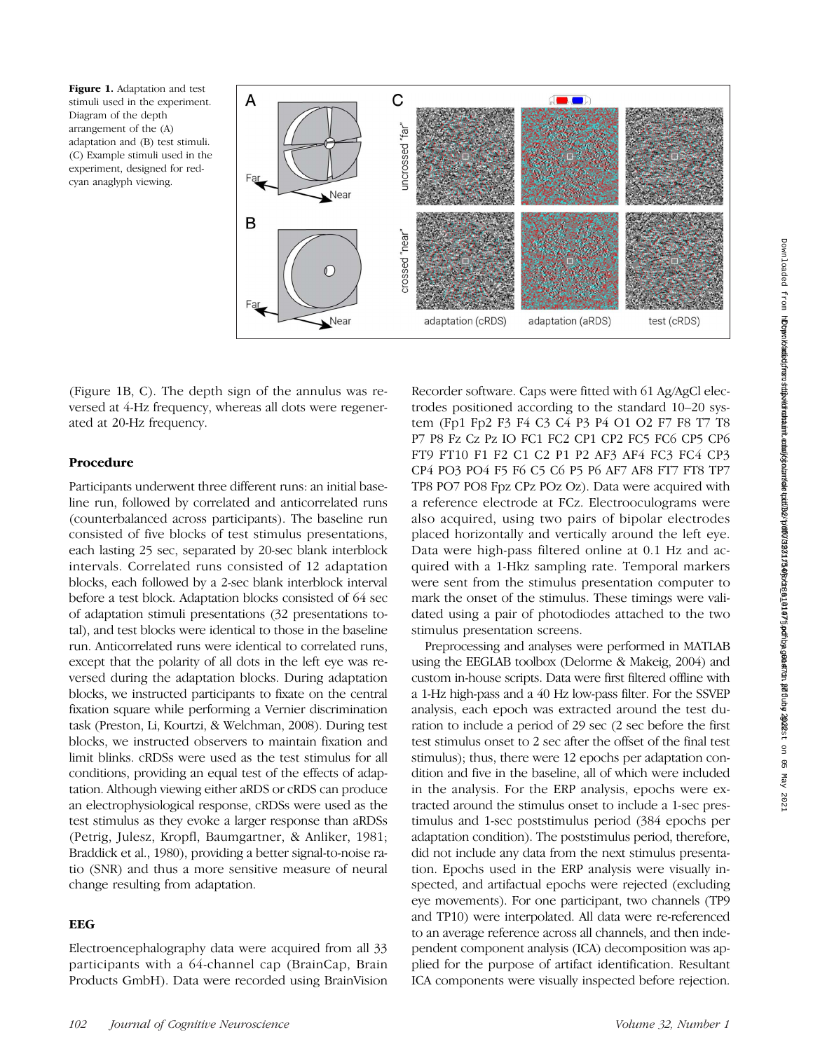**Figure 1.** Adaptation and test stimuli used in the experiment. Diagram of the depth arrangement of the (A) adaptation and (B) test stimuli. (C) Example stimuli used in the experiment, designed for red-cyan anaglyph viewing.

(Figure 1B, C). The depth sign of the annulus was reversed at 4-Hz frequency, whereas all dots were regenerated at 20-Hz frequency.

## Procedure

Participants underwent three different runs: an initial baseline run, followed by correlated and anticorrelated runs (counterbalanced across participants). The baseline run consisted of five blocks of test stimulus presentations, each lasting 25 sec, separated by 20-sec blank interblock intervals. Correlated runs consisted of 12 adaptation blocks, each followed by a 2-sec blank interblock interval before a test block. Adaptation blocks consisted of 64 sec of adaptation stimuli presentations (32 presentations total), and test blocks were identical to those in the baseline run. Anticorrelated runs were identical to correlated runs, except that the polarity of all dots in the left eye was reversed during the adaptation blocks. During adaptation blocks, we instructed participants to fixate on the central fixation square while performing a Vernier discrimination task (Preston, Li, Kourtzi, & Welchman, 2008). During test blocks, we instructed observers to maintain fixation and limit blinks. cRDSs were used as the test stimulus for all conditions, providing an equal test of the effects of adaptation. Although viewing either aRDS or cRDS can produce an electrophysiological response, cRDSs were used as the test stimulus as they evoke a larger response than aRDSs (Petrig, Julesz, Kropfl, Baumgartner, & Anliker, 1981; Braddick et al., 1980), providing a better signal-to-noise ratio (SNR) and thus a more sensitive measure of neural change resulting from adaptation.

## EEG

Electroencephalography data were acquired from all 33 participants with a 64-channel cap (BrainCap, Brain Products GmbH). Data were recorded using BrainVision Recorder software. Caps were fitted with 61 Ag/AgCl electrodes positioned according to the standard 10–20 system (Fp1 Fp2 F3 F4 C3 C4 P3 P4 O1 O2 F7 F8 T7 T8 P7 P8 Fz Cz Pz IO FC1 FC2 CP1 CP2 FC5 FC6 CP5 CP6 FT9 FT10 F1 F2 C1 C2 P1 P2 AF3 AF4 FC3 FC4 CP3 CP4 PO3 PO4 F5 F6 C5 C6 P5 P6 AF7 AF8 FT7 FT8 TP7 TP8 PO7 PO8 Fpz CPz POz Oz). Data were acquired with a reference electrode at FCz. Electrooculograms were also acquired, using two pairs of bipolar electrodes placed horizontally and vertically around the left eye. Data were high-pass filtered online at 0.1 Hz and acquired with a 1-Hkz sampling rate. Temporal markers were sent from the stimulus presentation computer to mark the onset of the stimulus. These timings were validated using a pair of photodiodes attached to the two stimulus presentation screens.

Preprocessing and analyses were performed in MATLAB using the EEGLAB toolbox (Delorme & Makeig, 2004) and custom in-house scripts. Data were first filtered offline with a 1-Hz high-pass and a 40 Hz low-pass filter. For the SSVEP analysis, each epoch was extracted around the test duration to include a period of 29 sec (2 sec before the first test stimulus onset to 2 sec after the offset of the final test stimulus); thus, there were 12 epochs per adaptation condition and five in the baseline, all of which were included in the analysis. For the ERP analysis, epochs were extracted around the stimulus onset to include a 1-sec prestimulus and 1-sec poststimulus period (384 epochs per adaptation condition). The poststimulus period, therefore, did not include any data from the next stimulus presentation. Epochs used in the ERP analysis were visually inspected, and artifactual epochs were rejected (excluding eye movements). For one participant, two channels (TP9 and TP10) were interpolated. All data were re-referenced to an average reference across all channels, and then independent component analysis (ICA) decomposition was applied for the purpose of artifact identification. Resultant ICA components were visually inspected before rejection.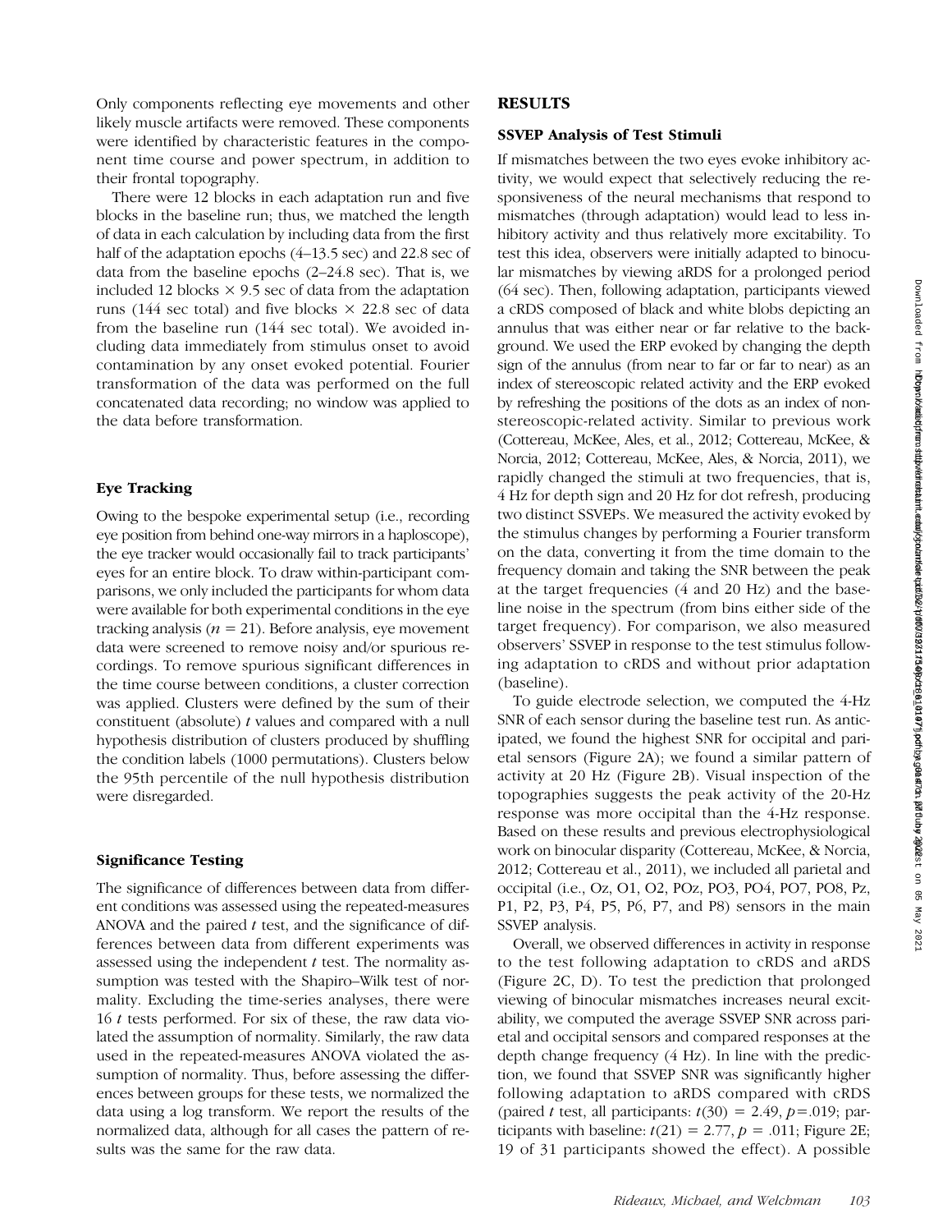Only components reflecting eye movements and other likely muscle artifacts were removed. These components were identified by characteristic features in the component time course and power spectrum, in addition to their frontal topography.

There were 12 blocks in each adaptation run and five blocks in the baseline run; thus, we matched the length of data in each calculation by including data from the first half of the adaptation epochs (4–13.5 sec) and 22.8 sec of data from the baseline epochs (2–24.8 sec). That is, we included 12 blocks × 9.5 sec of data from the adaptation runs (144 sec total) and five blocks × 22.8 sec of data from the baseline run (144 sec total). We avoided including data immediately from stimulus onset to avoid contamination by any onset evoked potential. Fourier transformation of the data was performed on the full concatenated data recording; no window was applied to the data before transformation.

### Eye Tracking

Owing to the bespoke experimental setup (i.e., recording eye position from behind one-way mirrors in a haploscope), the eye tracker would occasionally fail to track participants' eyes for an entire block. To draw within-participant comparisons, we only included the participants for whom data were available for both experimental conditions in the eye tracking analysis ($n = 21$). Before analysis, eye movement data were screened to remove noisy and/or spurious recordings. To remove spurious significant differences in the time course between conditions, a cluster correction was applied. Clusters were defined by the sum of their constituent (absolute) $t$ values and compared with a null hypothesis distribution of clusters produced by shuffling the condition labels (1000 permutations). Clusters below the 95th percentile of the null hypothesis distribution were disregarded.

### Significance Testing

The significance of differences between data from different conditions was assessed using the repeated-measures ANOVA and the paired $t$ test, and the significance of differences between data from different experiments was assessed using the independent $t$ test. The normality assumption was tested with the Shapiro–Wilk test of normality. Excluding the time-series analyses, there were 16 $t$ tests performed. For six of these, the raw data violated the assumption of normality. Similarly, the raw data used in the repeated-measures ANOVA violated the assumption of normality. Thus, before assessing the differences between groups for these tests, we normalized the data using a log transform. We report the results of the normalized data, although for all cases the pattern of results was the same for the raw data.

## RESULTS

### SSVEP Analysis of Test Stimuli

If mismatches between the two eyes evoke inhibitory activity, we would expect that selectively reducing the responsiveness of the neural mechanisms that respond to mismatches (through adaptation) would lead to less inhibitory activity and thus relatively more excitability. To test this idea, observers were initially adapted to binocular mismatches by viewing aRDS for a prolonged period (64 sec). Then, following adaptation, participants viewed a cRDS composed of black and white blobs depicting an annulus that was either near or far relative to the background. We used the ERP evoked by changing the depth sign of the annulus (from near to far or far to near) as an index of stereoscopic related activity and the ERP evoked by refreshing the positions of the dots as an index of nonstereoscopic-related activity. Similar to previous work (Cottereau, McKee, Ales, et al., 2012; Cottereau, McKee, & Norcia, 2012; Cottereau, McKee, Ales, & Norcia, 2011), we rapidly changed the stimuli at two frequencies, that is, 4 Hz for depth sign and 20 Hz for dot refresh, producing two distinct SSVEPs. We measured the activity evoked by the stimulus changes by performing a Fourier transform on the data, converting it from the time domain to the frequency domain and taking the SNR between the peak at the target frequencies (4 and 20 Hz) and the baseline noise in the spectrum (from bins either side of the target frequency). For comparison, we also measured observers' SSVEP in response to the test stimulus following adaptation to cRDS and without prior adaptation (baseline).

To guide electrode selection, we computed the 4-Hz SNR of each sensor during the baseline test run. As anticipated, we found the highest SNR for occipital and parietal sensors (Figure 2A); we found a similar pattern of activity at 20 Hz (Figure 2B). Visual inspection of the topographies suggests the peak activity of the 20-Hz response was more occipital than the 4-Hz response. Based on these results and previous electrophysiological work on binocular disparity (Cottereau, McKee, & Norcia, 2012; Cottereau et al., 2011), we included all parietal and occipital (i.e., Oz, O1, O2, POz, PO3, PO4, PO7, PO8, Pz, P1, P2, P3, P4, P5, P6, P7, and P8) sensors in the main SSVEP analysis.

Overall, we observed differences in activity in response to the test following adaptation to cRDS and aRDS (Figure 2C, D). To test the prediction that prolonged viewing of binocular mismatches increases neural excitability, we computed the average SSVEP SNR across parietal and occipital sensors and compared responses at the depth change frequency (4 Hz). In line with the prediction, we found that SSVEP SNR was significantly higher following adaptation to aRDS compared with cRDS (paired $t$ test, all participants: $t(30) = 2.49$, $p = .019$; participants with baseline: $t(21) = 2.77$, $p = .011$; Figure 2E; 19 of 31 participants showed the effect). A possible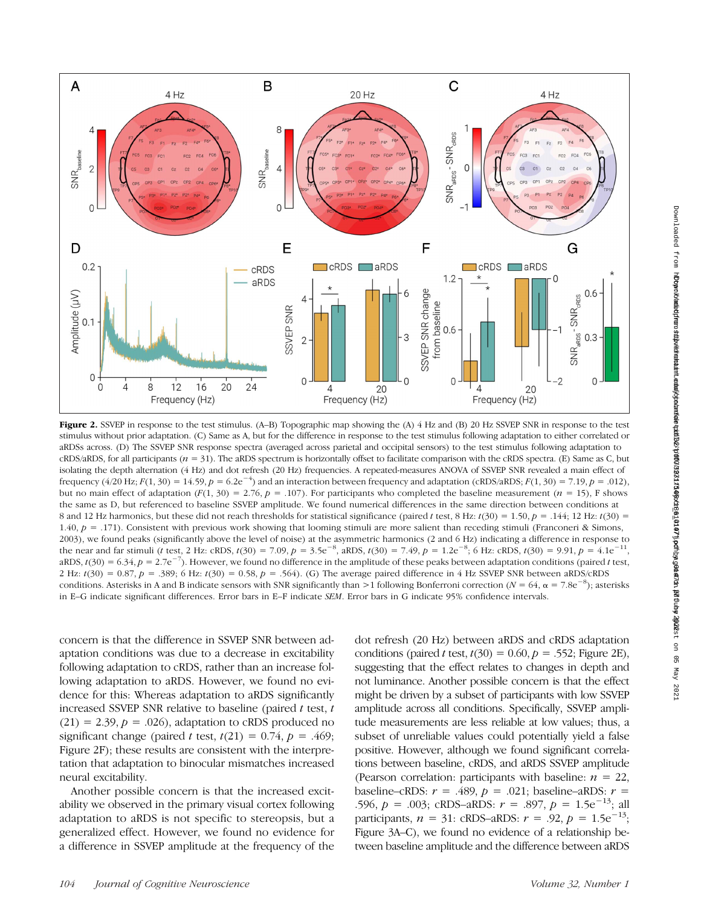**Figure 2.** SSVEP in response to the test stimulus. (A–B) Topographic map showing the (A) 4 Hz and (B) 20 Hz SSVEP SNR in response to the test stimulus without prior adaptation. (C) Same as A, but for the difference in response to the test stimulus following adaptation to either correlated or aRDSs across. (D) The SSVEP SNR response spectra (averaged across parietal and occipital sensors) to the test stimulus following adaptation to cRDS/aRDS, for all participants ($n = 31$). The aRDS spectrum is horizontally offset to facilitate comparison with the cRDS spectra. (E) Same as C, but isolating the depth alternation (4 Hz) and dot refresh (20 Hz) frequencies. A repeated-measures ANOVA of SSVEP SNR revealed a main effect of frequency (4/20 Hz; $F(1, 30) = 14.59$, $p = 6.2e^{-4}$) and an interaction between frequency and adaptation (cRDS/aRDS; $F(1, 30) = 7.19$, $p = .012$), but no main effect of adaptation ($F(1, 30) = 2.76$, $p = .107$). For participants who completed the baseline measurement ($n = 15$), F shows the same as D, but referenced to baseline SSVEP amplitude. We found numerical differences in the same direction between conditions at 8 and 12 Hz harmonics, but these did not reach thresholds for statistical significance (paired $t$ test, 8 Hz: $t(30) = 1.50$, $p = .144$; 12 Hz: $t(30) = 1.40$, $p = .171$). Consistent with previous work showing that looming stimuli are more salient than receding stimuli (Franconeri & Simons, 2003), we found peaks (significantly above the level of noise) at the asymmetric harmonics (2 and 6 Hz) indicating a difference in response to the near and far stimuli ($t$ test, 2 Hz: cRDS, $t(30) = 7.09$, $p = 3.5e^{-8}$, aRDS, $t(30) = 7.49$, $p = 1.2e^{-8}$; 6 Hz: cRDS, $t(30) = 9.91$, $p = 4.1e^{-11}$, aRDS, $t(30) = 6.34$, $p = 2.7e^{-7}$). However, we found no difference in the amplitude of these peaks between adaptation conditions (paired $t$ test, 2 Hz: $t(30) = 0.87$, $p = .389$; 6 Hz: $t(30) = 0.58$, $p = .564$). (G) The average paired difference in 4 Hz SSVEP SNR between aRDS/cRDS conditions. Asterisks in A and B indicate sensors with SNR significantly than >1 following Bonferroni correction ($N = 64$, $\alpha = 7.8e^{-8}$); asterisks in E–G indicate significant differences. Error bars in E–F indicate *SEM*. Error bars in G indicate 95% confidence intervals.

concern is that the difference in SSVEP SNR between adaptation conditions was due to a decrease in excitability following adaptation to cRDS, rather than an increase following adaptation to aRDS. However, we found no evidence for this: Whereas adaptation to aRDS significantly increased SSVEP SNR relative to baseline (paired $t$ test, $t(21) = 2.39$, $p = .026$), adaptation to cRDS produced no significant change (paired $t$ test, $t(21) = 0.74$, $p = .469$; Figure 2F); these results are consistent with the interpretation that adaptation to binocular mismatches increased neural excitability.

Another possible concern is that the increased excitability we observed in the primary visual cortex following adaptation to aRDS is not specific to stereopsis, but a generalized effect. However, we found no evidence for a difference in SSVEP amplitude at the frequency of the dot refresh (20 Hz) between aRDS and cRDS adaptation conditions (paired $t$ test, $t(30) = 0.60$, $p = .552$; Figure 2E), suggesting that the effect relates to changes in depth and not luminance. Another possible concern is that the effect might be driven by a subset of participants with low SSVEP amplitude across all conditions. Specifically, SSVEP amplitude measurements are less reliable at low values; thus, a subset of unreliable values could potentially yield a false positive. However, although we found significant correlations between baseline, cRDS, and aRDS SSVEP amplitude (Pearson correlation: participants with baseline: $n = 22$, baseline–cRDS: $r = .489$, $p = .021$; baseline–aRDS: $r = .596$, $p = .003$; cRDS–aRDS: $r = .897$, $p = 1.5e^{-13}$; all participants, $n = 31$: cRDS–aRDS: $r = .92$, $p = 1.5e^{-13}$; Figure 3A–C), we found no evidence of a relationship between baseline amplitude and the difference between aRDS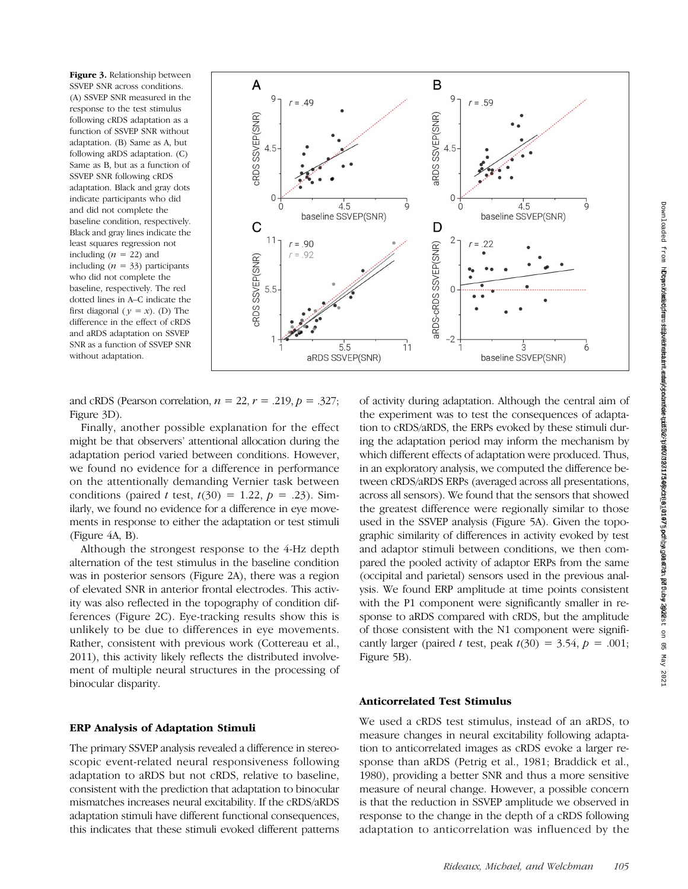Figure 3. Relationship between SSVEP SNR across conditions. (A) SSVEP SNR measured in the response to the test stimulus following cRDS adaptation as a function of SSVEP SNR without adaptation. (B) Same as A, but following aRDS adaptation. (C) Same as B, but as a function of SSVEP SNR following cRDS adaptation. Black and gray dots indicate participants who did and did not complete the baseline condition, respectively. Black and gray lines indicate the least squares regression not including ($n$ = 22) and including ($n$ = 33) participants who did not complete the baseline, respectively. The red dotted lines in A–C indicate the first diagonal ($y = x$). (D) The difference in the effect of cRDS and aRDS adaptation on SSVEP SNR as a function of SSVEP SNR without adaptation.

and cRDS (Pearson correlation, $n$ = 22, $r$ = .219, $p$ = .327; Figure 3D).

Finally, another possible explanation for the effect might be that observers' attentional allocation during the adaptation period varied between conditions. However, we found no evidence for a difference in performance on the attentionally demanding Vernier task between conditions (paired $t$ test, $t(30)$ = 1.22, $p$ = .23). Similarly, we found no evidence for a difference in eye movements in response to either the adaptation or test stimuli (Figure 4A, B).

Although the strongest response to the 4-Hz depth alternation of the test stimulus in the baseline condition was in posterior sensors (Figure 2A), there was a region of elevated SNR in anterior frontal electrodes. This activity was also reflected in the topography of condition differences (Figure 2C). Eye-tracking results show this is unlikely to be due to differences in eye movements. Rather, consistent with previous work (Cottereau et al., 2011), this activity likely reflects the distributed involvement of multiple neural structures in the processing of binocular disparity.

## ERP Analysis of Adaptation Stimuli

The primary SSVEP analysis revealed a difference in stereoscopic event-related neural responsiveness following adaptation to aRDS but not cRDS, relative to baseline, consistent with the prediction that adaptation to binocular mismatches increases neural excitability. If the cRDS/aRDS adaptation stimuli have different functional consequences, this indicates that these stimuli evoked different patterns of activity during adaptation. Although the central aim of the experiment was to test the consequences of adaptation to cRDS/aRDS, the ERPs evoked by these stimuli during the adaptation period may inform the mechanism by which different effects of adaptation were produced. Thus, in an exploratory analysis, we computed the difference between cRDS/aRDS ERPs (averaged across all presentations, across all sensors). We found that the sensors that showed the greatest difference were regionally similar to those used in the SSVEP analysis (Figure 5A). Given the topographic similarity of differences in activity evoked by test and adaptor stimuli between conditions, we then compared the pooled activity of adaptor ERPs from the same (occipital and parietal) sensors used in the previous analysis. We found ERP amplitude at time points consistent with the P1 component were significantly smaller in response to aRDS compared with cRDS, but the amplitude of those consistent with the N1 component were significantly larger (paired $t$ test, peak $t(30)$ = 3.54, $p$ = .001; Figure 5B).

## Anticorrelated Test Stimulus

We used a cRDS test stimulus, instead of an aRDS, to measure changes in neural excitability following adaptation to anticorrelated images as cRDS evoke a larger response than aRDS (Petrig et al., 1981; Braddick et al., 1980), providing a better SNR and thus a more sensitive measure of neural change. However, a possible concern is that the reduction in SSVEP amplitude we observed in response to the change in the depth of a cRDS following adaptation to anticorrelation was influenced by the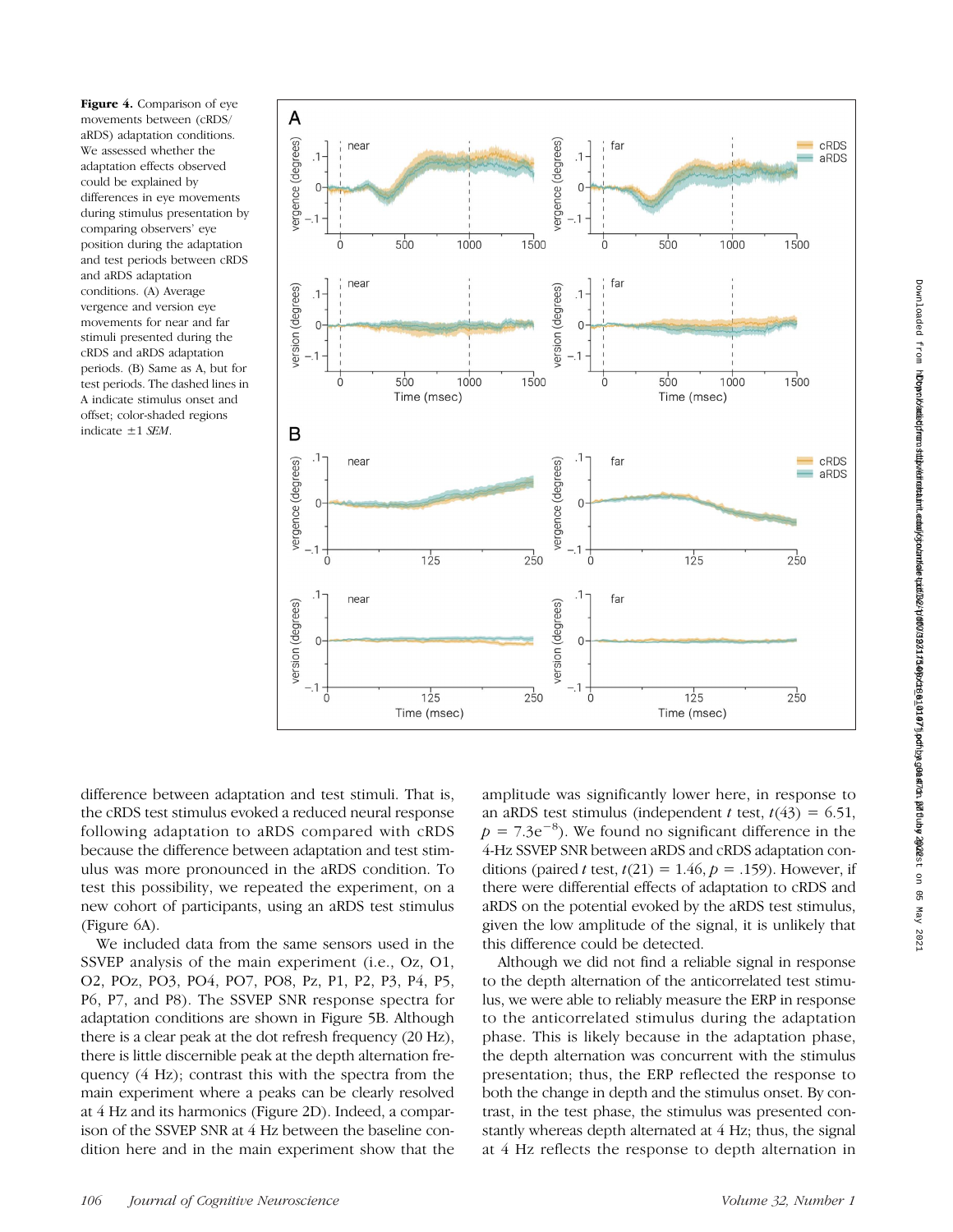**Figure 4.** Comparison of eye movements between (cRDS/aRDS) adaptation conditions. We assessed whether the adaptation effects observed could be explained by differences in eye movements during stimulus presentation by comparing observers' eye position during the adaptation and test periods between cRDS and aRDS adaptation conditions. (A) Average vergence and version eye movements for near and far stimuli presented during the cRDS and aRDS adaptation periods. (B) Same as A, but for test periods. The dashed lines in A indicate stimulus onset and offset; color-shaded regions indicate ±1 *SEM*.

difference between adaptation and test stimuli. That is, the cRDS test stimulus evoked a reduced neural response following adaptation to aRDS compared with cRDS because the difference between adaptation and test stimulus was more pronounced in the aRDS condition. To test this possibility, we repeated the experiment, on a new cohort of participants, using an aRDS test stimulus (Figure 6A).

We included data from the same sensors used in the SSVEP analysis of the main experiment (i.e., Oz, O1, O2, POz, PO3, PO4, PO7, PO8, Pz, P1, P2, P3, P4, P5, P6, P7, and P8). The SSVEP SNR response spectra for adaptation conditions are shown in Figure 5B. Although there is a clear peak at the dot refresh frequency (20 Hz), there is little discernible peak at the depth alternation frequency (4 Hz); contrast this with the spectra from the main experiment where a peaks can be clearly resolved at 4 Hz and its harmonics (Figure 2D). Indeed, a comparison of the SSVEP SNR at 4 Hz between the baseline condition here and in the main experiment show that the amplitude was significantly lower here, in response to an aRDS test stimulus (independent *t* test, $t(43) = 6.51$, $p = 7.3e^{-8}$). We found no significant difference in the 4-Hz SSVEP SNR between aRDS and cRDS adaptation conditions (paired *t* test, $t(21) = 1.46$, $p = .159$). However, if there were differential effects of adaptation to cRDS and aRDS on the potential evoked by the aRDS test stimulus, given the low amplitude of the signal, it is unlikely that this difference could be detected.

Although we did not find a reliable signal in response to the depth alternation of the anticorrelated test stimulus, we were able to reliably measure the ERP in response to the anticorrelated stimulus during the adaptation phase. This is likely because in the adaptation phase, the depth alternation was concurrent with the stimulus presentation; thus, the ERP reflected the response to both the change in depth and the stimulus onset. By contrast, in the test phase, the stimulus was presented constantly whereas depth alternated at 4 Hz; thus, the signal at 4 Hz reflects the response to depth alternation in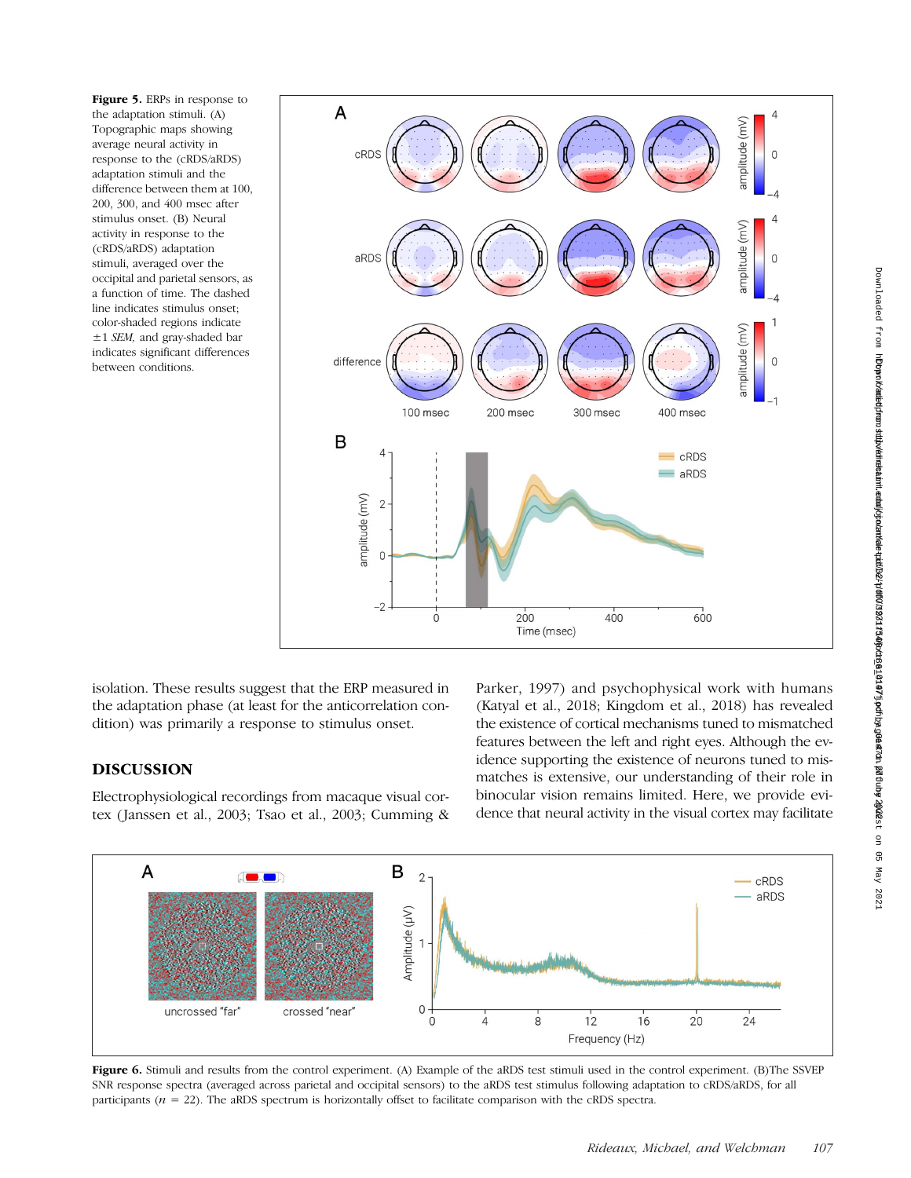**Figure 5.** ERPs in response to the adaptation stimuli. (A) Topographic maps showing average neural activity in response to the (cRDS/aRDS) adaptation stimuli and the difference between them at 100, 200, 300, and 400 msec after stimulus onset. (B) Neural activity in response to the (cRDS/aRDS) adaptation stimuli, averaged over the occipital and parietal sensors, as a function of time. The dashed line indicates stimulus onset; color-shaded regions indicate ±1 *SEM*, and gray-shaded bar indicates significant differences between conditions.

isolation. These results suggest that the ERP measured in the adaptation phase (at least for the anticorrelation condition) was primarily a response to stimulus onset.

## DISCUSSION

Electrophysiological recordings from macaque visual cortex (Janssen et al., 2003; Tsao et al., 2003; Cumming & Parker, 1997) and psychophysical work with humans (Katyal et al., 2018; Kingdom et al., 2018) has revealed the existence of cortical mechanisms tuned to mismatched features between the left and right eyes. Although the evidence supporting the existence of neurons tuned to mismatches is extensive, our understanding of their role in binocular vision remains limited. Here, we provide evidence that neural activity in the visual cortex may facilitate

**Figure 6.** Stimuli and results from the control experiment. (A) Example of the aRDS test stimuli used in the control experiment. (B)The SSVEP SNR response spectra (averaged across parietal and occipital sensors) to the aRDS test stimulus following adaptation to cRDS/aRDS, for all participants ($n$ = 22). The aRDS spectrum is horizontally offset to facilitate comparison with the cRDS spectra.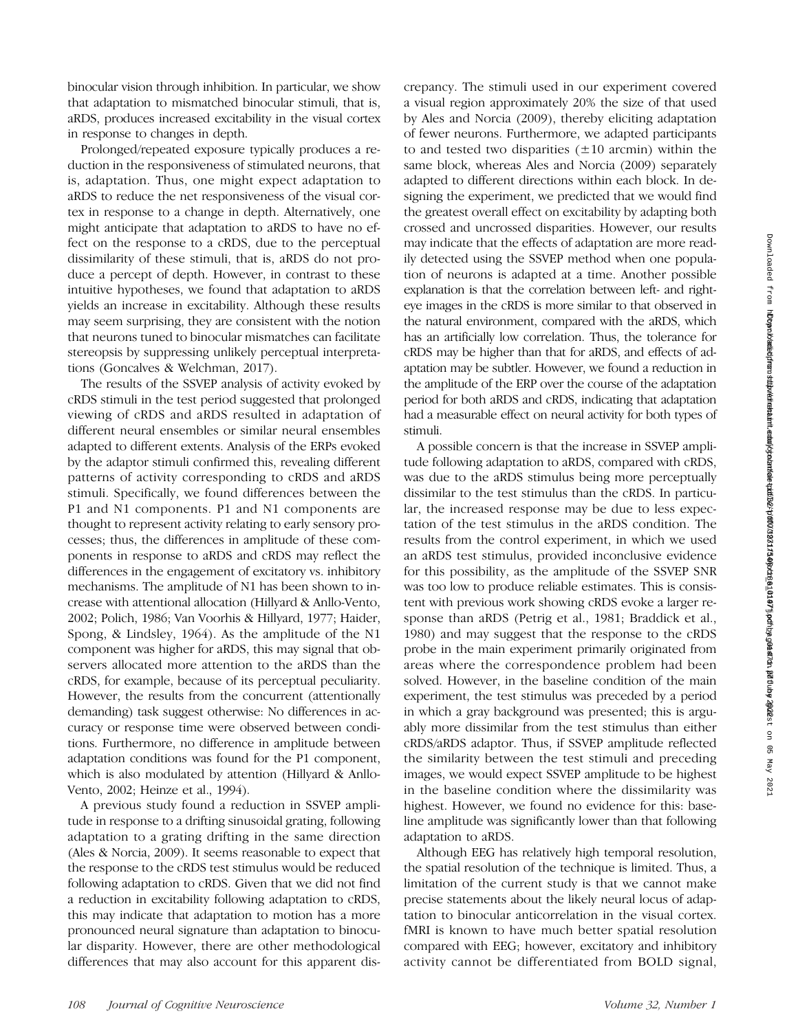binocular vision through inhibition. In particular, we show that adaptation to mismatched binocular stimuli, that is, aRDS, produces increased excitability in the visual cortex in response to changes in depth.

Prolonged/repeated exposure typically produces a reduction in the responsiveness of stimulated neurons, that is, adaptation. Thus, one might expect adaptation to aRDS to reduce the net responsiveness of the visual cortex in response to a change in depth. Alternatively, one might anticipate that adaptation to aRDS to have no effect on the response to a cRDS, due to the perceptual dissimilarity of these stimuli, that is, aRDS do not produce a percept of depth. However, in contrast to these intuitive hypotheses, we found that adaptation to aRDS yields an increase in excitability. Although these results may seem surprising, they are consistent with the notion that neurons tuned to binocular mismatches can facilitate stereopsis by suppressing unlikely perceptual interpretations (Goncalves & Welchman, 2017).

The results of the SSVEP analysis of activity evoked by cRDS stimuli in the test period suggested that prolonged viewing of cRDS and aRDS resulted in adaptation of different neural ensembles or similar neural ensembles adapted to different extents. Analysis of the ERPs evoked by the adaptor stimuli confirmed this, revealing different patterns of activity corresponding to cRDS and aRDS stimuli. Specifically, we found differences between the P1 and N1 components. P1 and N1 components are thought to represent activity relating to early sensory processes; thus, the differences in amplitude of these components in response to aRDS and cRDS may reflect the differences in the engagement of excitatory vs. inhibitory mechanisms. The amplitude of N1 has been shown to increase with attentional allocation (Hillyard & Anllo-Vento, 2002; Polich, 1986; Van Voorhis & Hillyard, 1977; Haider, Spong, & Lindsley, 1964). As the amplitude of the N1 component was higher for aRDS, this may signal that observers allocated more attention to the aRDS than the cRDS, for example, because of its perceptual peculiarity. However, the results from the concurrent (attentionally demanding) task suggest otherwise: No differences in accuracy or response time were observed between conditions. Furthermore, no difference in amplitude between adaptation conditions was found for the P1 component, which is also modulated by attention (Hillyard & Anllo-Vento, 2002; Heinze et al., 1994).

A previous study found a reduction in SSVEP amplitude in response to a drifting sinusoidal grating, following adaptation to a grating drifting in the same direction (Ales & Norcia, 2009). It seems reasonable to expect that the response to the cRDS test stimulus would be reduced following adaptation to cRDS. Given that we did not find a reduction in excitability following adaptation to cRDS, this may indicate that adaptation to motion has a more pronounced neural signature than adaptation to binocular disparity. However, there are other methodological differences that may also account for this apparent discrepancy. The stimuli used in our experiment covered a visual region approximately 20% the size of that used by Ales and Norcia (2009), thereby eliciting adaptation of fewer neurons. Furthermore, we adapted participants to and tested two disparities ($\pm 10$ arcmin) within the same block, whereas Ales and Norcia (2009) separately adapted to different directions within each block. In designing the experiment, we predicted that we would find the greatest overall effect on excitability by adapting both crossed and uncrossed disparities. However, our results may indicate that the effects of adaptation are more readily detected using the SSVEP method when one population of neurons is adapted at a time. Another possible explanation is that the correlation between left- and right-eye images in the cRDS is more similar to that observed in the natural environment, compared with the aRDS, which has an artificially low correlation. Thus, the tolerance for cRDS may be higher than that for aRDS, and effects of adaptation may be subtler. However, we found a reduction in the amplitude of the ERP over the course of the adaptation period for both aRDS and cRDS, indicating that adaptation had a measurable effect on neural activity for both types of stimuli.

A possible concern is that the increase in SSVEP amplitude following adaptation to aRDS, compared with cRDS, was due to the aRDS stimulus being more perceptually dissimilar to the test stimulus than the cRDS. In particular, the increased response may be due to less expectation of the test stimulus in the aRDS condition. The results from the control experiment, in which we used an aRDS test stimulus, provided inconclusive evidence for this possibility, as the amplitude of the SSVEP SNR was too low to produce reliable estimates. This is consistent with previous work showing cRDS evoke a larger response than aRDS (Petrig et al., 1981; Braddick et al., 1980) and may suggest that the response to the cRDS probe in the main experiment primarily originated from areas where the correspondence problem had been solved. However, in the baseline condition of the main experiment, the test stimulus was preceded by a period in which a gray background was presented; this is arguably more dissimilar from the test stimulus than either cRDS/aRDS adaptor. Thus, if SSVEP amplitude reflected the similarity between the test stimuli and preceding images, we would expect SSVEP amplitude to be highest in the baseline condition where the dissimilarity was highest. However, we found no evidence for this: baseline amplitude was significantly lower than that following adaptation to aRDS.

Although EEG has relatively high temporal resolution, the spatial resolution of the technique is limited. Thus, a limitation of the current study is that we cannot make precise statements about the likely neural locus of adaptation to binocular anticorrelation in the visual cortex. fMRI is known to have much better spatial resolution compared with EEG; however, excitatory and inhibitory activity cannot be differentiated from BOLD signal,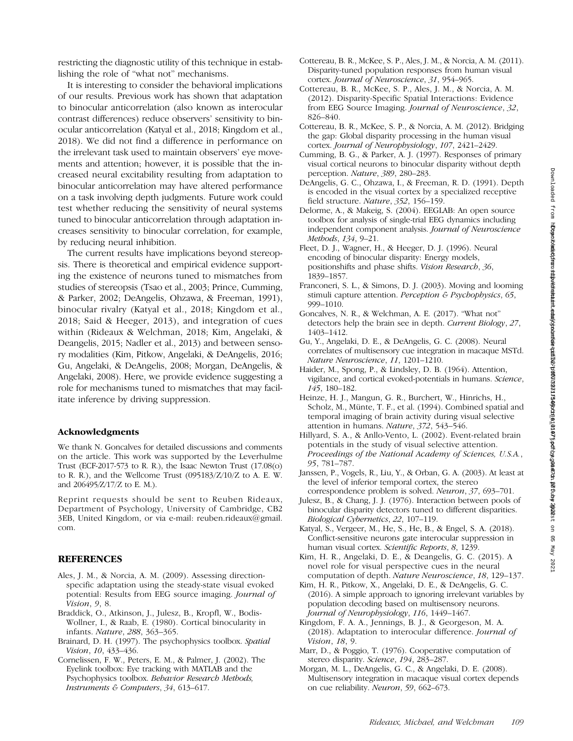restricting the diagnostic utility of this technique in establishing the role of "what not" mechanisms.

It is interesting to consider the behavioral implications of our results. Previous work has shown that adaptation to binocular anticorrelation (also known as interocular contrast differences) reduce observers' sensitivity to binocular anticorrelation (Katyal et al., 2018; Kingdom et al., 2018). We did not find a difference in performance on the irrelevant task used to maintain observers' eye movements and attention; however, it is possible that the increased neural excitability resulting from adaptation to binocular anticorrelation may have altered performance on a task involving depth judgments. Future work could test whether reducing the sensitivity of neural systems tuned to binocular anticorrelation through adaptation increases sensitivity to binocular correlation, for example, by reducing neural inhibition.

The current results have implications beyond stereopsis. There is theoretical and empirical evidence supporting the existence of neurons tuned to mismatches from studies of stereopsis (Tsao et al., 2003; Prince, Cumming, & Parker, 2002; DeAngelis, Ohzawa, & Freeman, 1991), binocular rivalry (Katyal et al., 2018; Kingdom et al., 2018; Said & Heeger, 2013), and integration of cues within (Rideaux & Welchman, 2018; Kim, Angelaki, & Deangelis, 2015; Nadler et al., 2013) and between sensory modalities (Kim, Pitkow, Angelaki, & DeAngelis, 2016; Gu, Angelaki, & DeAngelis, 2008; Morgan, DeAngelis, & Angelaki, 2008). Here, we provide evidence suggesting a role for mechanisms tuned to mismatches that may facilitate inference by driving suppression.

### Acknowledgments

We thank N. Goncalves for detailed discussions and comments on the article. This work was supported by the Leverhulme Trust (ECF-2017-573 to R. R.), the Isaac Newton Trust (17.08(o) to R. R.), and the Wellcome Trust (095183/Z/10/Z to A. E. W. and 206495/Z/17/Z to E. M.).

Reprint requests should be sent to Reuben Rideaux, Department of Psychology, University of Cambridge, CB2 3EB, United Kingdom, or via e-mail: reuben.rideaux@gmail.com.

## REFERENCES

Ales, J. M., & Norcia, A. M. (2009). Assessing direction-specific adaptation using the steady-state visual evoked potential: Results from EEG source imaging. *Journal of Vision*, *9*, 8.

Braddick, O., Atkinson, J., Julesz, B., Kropfl, W., Bodis-Wollner, I., & Raab, E. (1980). Cortical binocularity in infants. *Nature*, *288*, 363–365.

Brainard, D. H. (1997). The psychophysics toolbox. *Spatial Vision*, *10*, 433–436.

Cornelissen, F. W., Peters, E. M., & Palmer, J. (2002). The Eyelink toolbox: Eye tracking with MATLAB and the Psychophysics toolbox. *Behavior Research Methods, Instruments & Computers*, *34*, 613–617.

Cottereau, B. R., McKee, S. P., Ales, J. M., & Norcia, A. M. (2011). Disparity-tuned population responses from human visual cortex. *Journal of Neuroscience*, *31*, 954–965.

Cottereau, B. R., McKee, S. P., Ales, J. M., & Norcia, A. M. (2012). Disparity-Specific Spatial Interactions: Evidence from EEG Source Imaging. *Journal of Neuroscience*, *32*, 826–840.

Cottereau, B. R., McKee, S. P., & Norcia, A. M. (2012). Bridging the gap: Global disparity processing in the human visual cortex. *Journal of Neurophysiology*, *107*, 2421–2429.

Cumming, B. G., & Parker, A. J. (1997). Responses of primary visual cortical neurons to binocular disparity without depth perception. *Nature*, *389*, 280–283.

DeAngelis, G. C., Ohzawa, I., & Freeman, R. D. (1991). Depth is encoded in the visual cortex by a specialized receptive field structure. *Nature*, *352*, 156–159.

Delorme, A., & Makeig, S. (2004). EEGLAB: An open source toolbox for analysis of single-trial EEG dynamics including independent component analysis. *Journal of Neuroscience Methods*, *134*, 9–21.

Fleet, D. J., Wagner, H., & Heeger, D. J. (1996). Neural encoding of binocular disparity: Energy models, positionshifts and phase shifts. *Vision Research*, *36*, 1839–1857.

Franconeri, S. L., & Simons, D. J. (2003). Moving and looming stimuli capture attention. *Perception & Psychophysics*, *65*, 999–1010.

Goncalves, N. R., & Welchman, A. E. (2017). "What not" detectors help the brain see in depth. *Current Biology*, *27*, 1403–1412.

Gu, Y., Angelaki, D. E., & DeAngelis, G. C. (2008). Neural correlates of multisensory cue integration in macaque MSTd. *Nature Neuroscience*, *11*, 1201–1210.

Haider, M., Spong, P., & Lindsley, D. B. (1964). Attention, vigilance, and cortical evoked-potentials in humans. *Science*, *145*, 180–182.

Heinze, H. J., Mangun, G. R., Burchert, W., Hinrichs, H., Scholz, M., Münte, T. F., et al. (1994). Combined spatial and temporal imaging of brain activity during visual selective attention in humans. *Nature*, *372*, 543–546.

Hillyard, S. A., & Anllo-Vento, L. (2002). Event-related brain potentials in the study of visual selective attention. *Proceedings of the National Academy of Sciences, U.S.A.*, *95*, 781–787.

Janssen, P., Vogels, R., Liu, Y., & Orban, G. A. (2003). At least at the level of inferior temporal cortex, the stereo correspondence problem is solved. *Neuron*, *37*, 693–701.

Julesz, B., & Chang, J. J. (1976). Interaction between pools of binocular disparity detectors tuned to different disparities. *Biological Cybernetics*, *22*, 107–119.

Katyal, S., Vergeer, M., He, S., He, B., & Engel, S. A. (2018). Conflict-sensitive neurons gate interocular suppression in human visual cortex. *Scientific Reports*, *8*, 1239.

Kim, H. R., Angelaki, D. E., & Deangelis, G. C. (2015). A novel role for visual perspective cues in the neural computation of depth. *Nature Neuroscience*, *18*, 129–137.

Kim, H. R., Pitkow, X., Angelaki, D. E., & DeAngelis, G. C. (2016). A simple approach to ignoring irrelevant variables by population decoding based on multisensory neurons. *Journal of Neurophysiology*, *116*, 1449–1467.

Kingdom, F. A. A., Jennings, B. J., & Georgeson, M. A. (2018). Adaptation to interocular difference. *Journal of Vision*, *18*, 9.

Marr, D., & Poggio, T. (1976). Cooperative computation of stereo disparity. *Science*, *194*, 283–287.

Morgan, M. L., DeAngelis, G. C., & Angelaki, D. E. (2008). Multisensory integration in macaque visual cortex depends on cue reliability. *Neuron*, *59*, 662–673.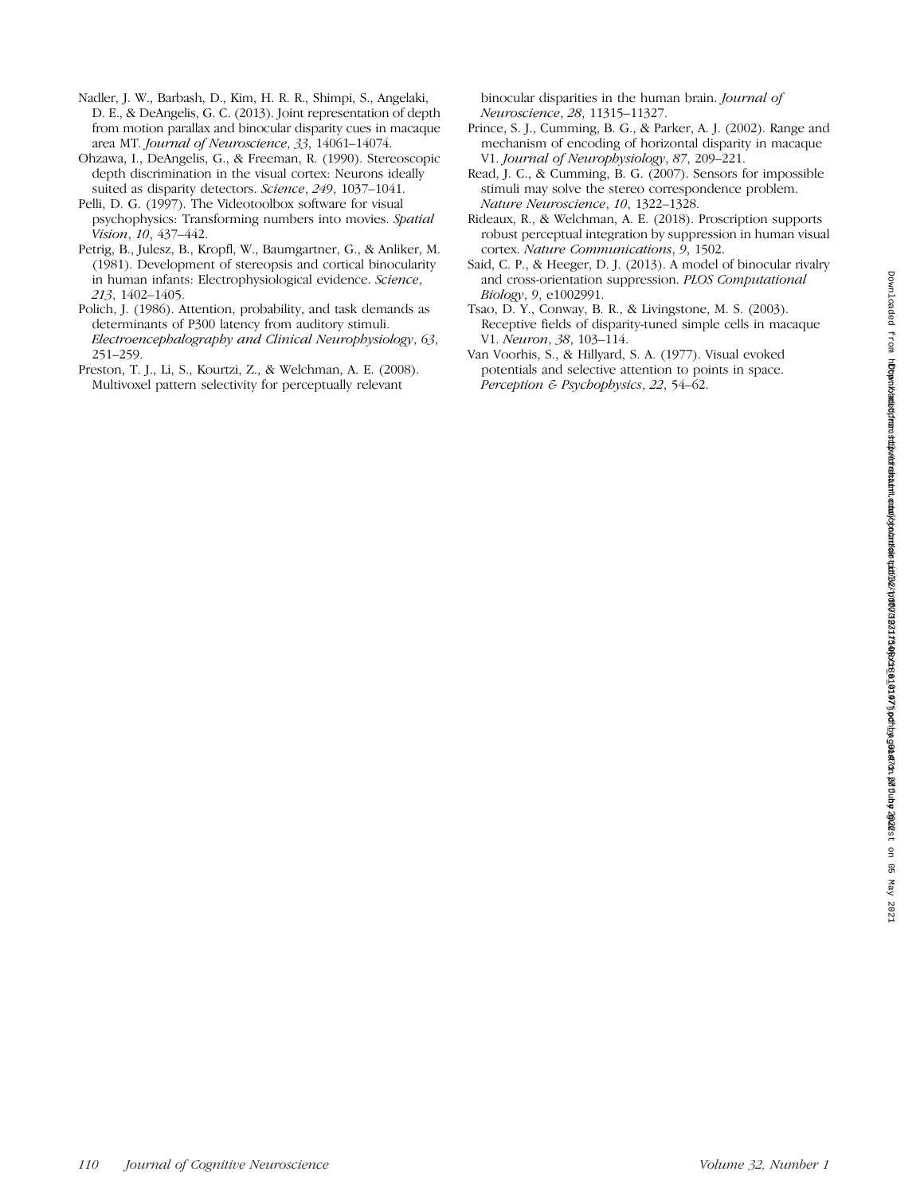Nadler, J. W., Barbash, D., Kim, H. R. R., Shimpi, S., Angelaki, D. E., & DeAngelis, G. C. (2013). Joint representation of depth from motion parallax and binocular disparity cues in macaque area MT. *Journal of Neuroscience*, *33*, 14061–14074.

Ohzawa, I., DeAngelis, G., & Freeman, R. (1990). Stereoscopic depth discrimination in the visual cortex: Neurons ideally suited as disparity detectors. *Science*, *249*, 1037–1041.

Pelli, D. G. (1997). The Videotoolbox software for visual psychophysics: Transforming numbers into movies. *Spatial Vision*, *10*, 437–442.

Petrig, B., Julesz, B., Kropfl, W., Baumgartner, G., & Anliker, M. (1981). Development of stereopsis and cortical binocularity in human infants: Electrophysiological evidence. *Science*, *213*, 1402–1405.

Polich, J. (1986). Attention, probability, and task demands as determinants of P300 latency from auditory stimuli. *Electroencephalography and Clinical Neurophysiology*, *63*, 251–259.

Preston, T. J., Li, S., Kourtzi, Z., & Welchman, A. E. (2008). Multivoxel pattern selectivity for perceptually relevant binocular disparities in the human brain. *Journal of Neuroscience*, *28*, 11315–11327.

Prince, S. J., Cumming, B. G., & Parker, A. J. (2002). Range and mechanism of encoding of horizontal disparity in macaque V1. *Journal of Neurophysiology*, *87*, 209–221.

Read, J. C., & Cumming, B. G. (2007). Sensors for impossible stimuli may solve the stereo correspondence problem. *Nature Neuroscience*, *10*, 1322–1328.

Rideaux, R., & Welchman, A. E. (2018). Proscription supports robust perceptual integration by suppression in human visual cortex. *Nature Communications*, *9*, 1502.

Said, C. P., & Heeger, D. J. (2013). A model of binocular rivalry and cross-orientation suppression. *PLOS Computational Biology*, *9*, e1002991.

Tsao, D. Y., Conway, B. R., & Livingstone, M. S. (2003). Receptive fields of disparity-tuned simple cells in macaque V1. *Neuron*, *38*, 103–114.

Van Voorhis, S., & Hillyard, S. A. (1977). Visual evoked potentials and selective attention to points in space. *Perception & Psychophysics*, *22*, 54–62.